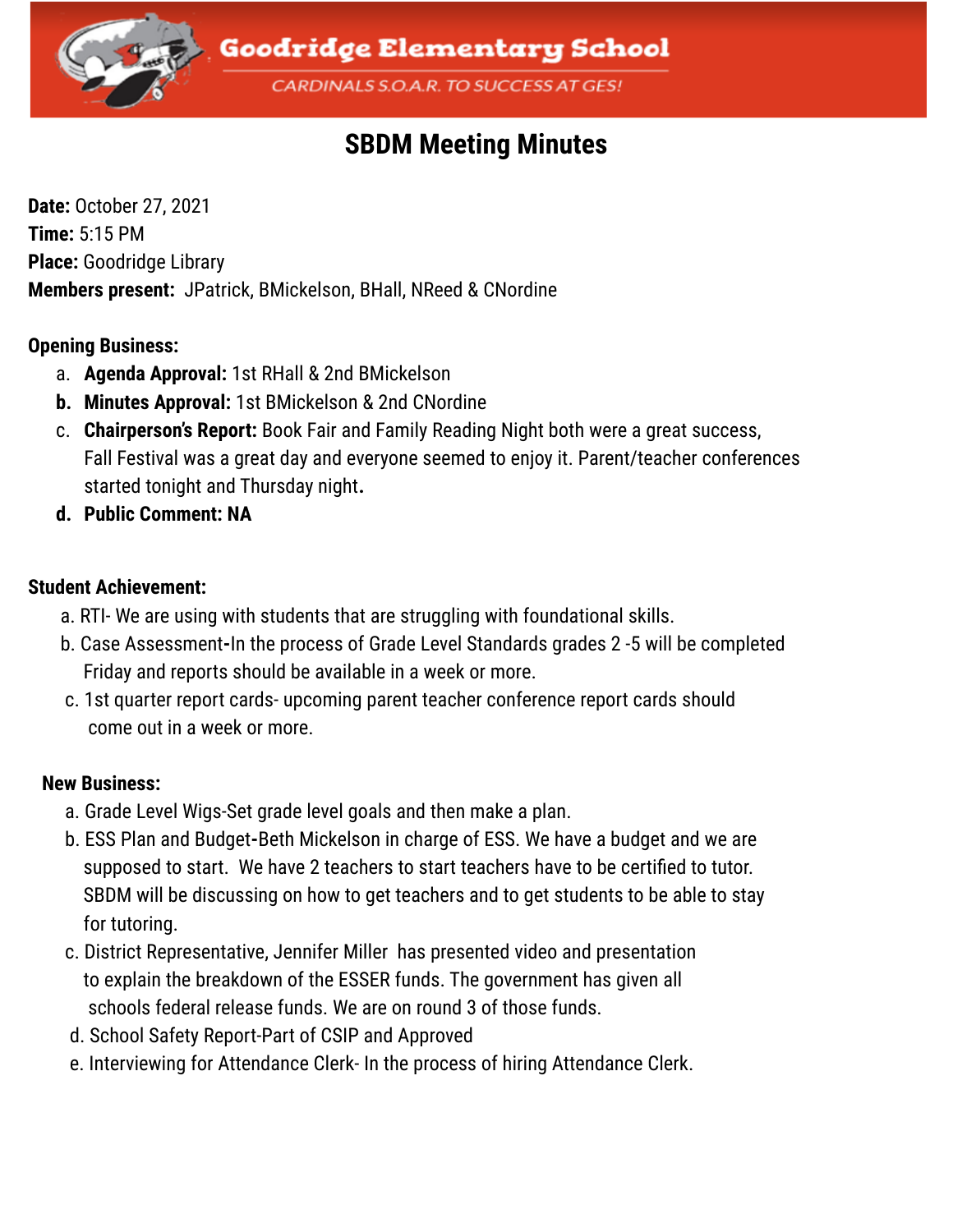# Goodridge Elementary School

CARDINALS S.O.A.R. TO SUCCESS AT GES!

## SBDM Meeting Minutes

**Date:** October 27, 2021
**Time:** 5:15 PM
**Place:** Goodridge Library
**Members present:** JPatrick, BMickelson, BHall, NReed & CNordine

**Opening Business:**

a. **Agenda Approval:** 1st RHall & 2nd BMickelson
b. **Minutes Approval:** 1st BMickelson & 2nd CNordine
c. **Chairperson's Report:** Book Fair and Family Reading Night both were a great success, Fall Festival was a great day and everyone seemed to enjoy it. Parent/teacher conferences started tonight and Thursday night.
d. **Public Comment: NA**

**Student Achievement:**

a. RTI- We are using with students that are struggling with foundational skills.
b. Case Assessment-In the process of Grade Level Standards grades 2 -5 will be completed Friday and reports should be available in a week or more.
c. 1st quarter report cards- upcoming parent teacher conference report cards should come out in a week or more.

**New Business:**

a. Grade Level Wigs-Set grade level goals and then make a plan.
b. ESS Plan and Budget-Beth Mickelson in charge of ESS. We have a budget and we are supposed to start. We have 2 teachers to start teachers have to be certified to tutor. SBDM will be discussing on how to get teachers and to get students to be able to stay for tutoring.
c. District Representative, Jennifer Miller has presented video and presentation to explain the breakdown of the ESSER funds. The government has given all schools federal release funds. We are on round 3 of those funds.
d. School Safety Report-Part of CSIP and Approved
e. Interviewing for Attendance Clerk- In the process of hiring Attendance Clerk.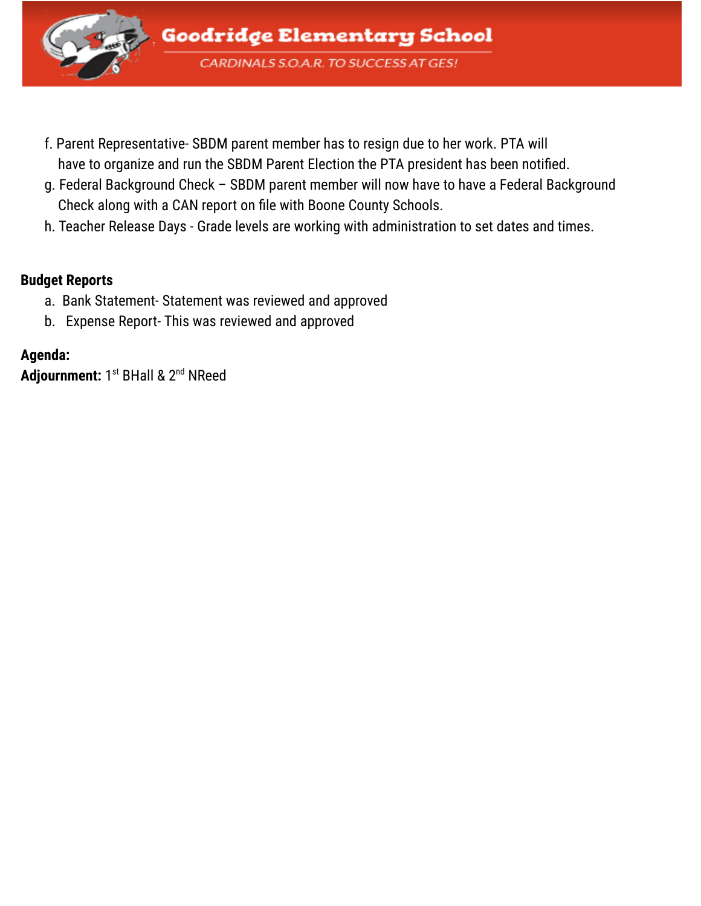f. Parent Representative- SBDM parent member has to resign due to her work. PTA will have to organize and run the SBDM Parent Election the PTA president has been notified.
g. Federal Background Check – SBDM parent member will now have to have a Federal Background Check along with a CAN report on file with Boone County Schools.
h. Teacher Release Days - Grade levels are working with administration to set dates and times.

**Budget Reports**

a. Bank Statement- Statement was reviewed and approved
b. Expense Report- This was reviewed and approved

**Agenda:**

**Adjournment:** 1st BHall & 2nd NReed